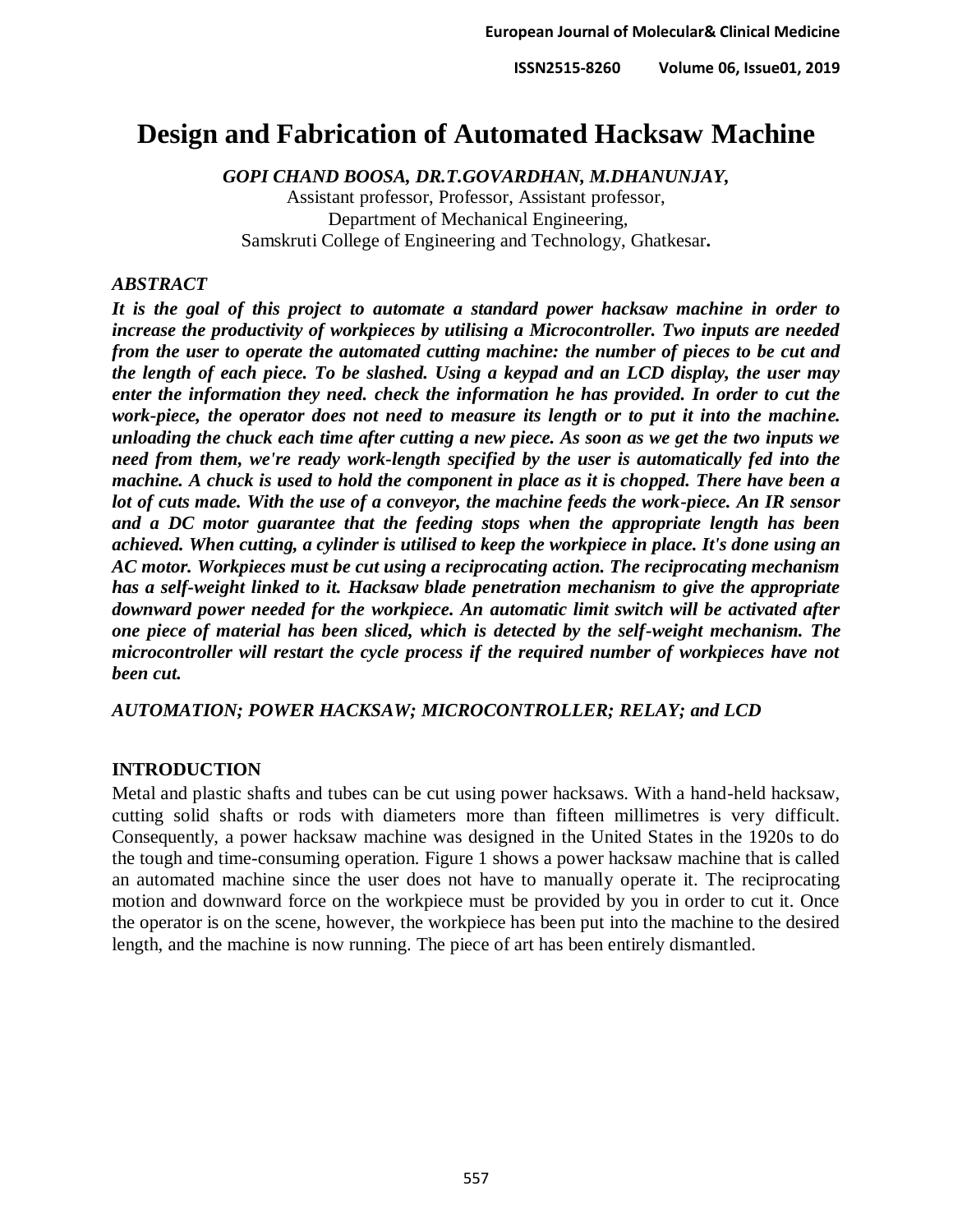# Design and Fabrication of Automated Hacksaw Machine

***GOPI CHAND BOOSA, DR.T.GOVARDHAN, M.DHANUNJAY,***

Assistant professor, Professor, Assistant professor,
Department of Mechanical Engineering,
Samskruti College of Engineering and Technology, Ghatkesar**.**

### *ABSTRACT*

***It is the goal of this project to automate a standard power hacksaw machine in order to increase the productivity of workpieces by utilising a Microcontroller. Two inputs are needed from the user to operate the automated cutting machine: the number of pieces to be cut and the length of each piece. To be slashed. Using a keypad and an LCD display, the user may enter the information they need. check the information he has provided. In order to cut the work-piece, the operator does not need to measure its length or to put it into the machine. unloading the chuck each time after cutting a new piece. As soon as we get the two inputs we need from them, we're ready work-length specified by the user is automatically fed into the machine. A chuck is used to hold the component in place as it is chopped. There have been a lot of cuts made. With the use of a conveyor, the machine feeds the work-piece. An IR sensor and a DC motor guarantee that the feeding stops when the appropriate length has been achieved. When cutting, a cylinder is utilised to keep the workpiece in place. It's done using an AC motor. Workpieces must be cut using a reciprocating action. The reciprocating mechanism has a self-weight linked to it. Hacksaw blade penetration mechanism to give the appropriate downward power needed for the workpiece. An automatic limit switch will be activated after one piece of material has been sliced, which is detected by the self-weight mechanism. The microcontroller will restart the cycle process if the required number of workpieces have not been cut.***

***AUTOMATION; POWER HACKSAW; MICROCONTROLLER; RELAY; and LCD***

## INTRODUCTION

Metal and plastic shafts and tubes can be cut using power hacksaws. With a hand-held hacksaw, cutting solid shafts or rods with diameters more than fifteen millimetres is very difficult. Consequently, a power hacksaw machine was designed in the United States in the 1920s to do the tough and time-consuming operation. Figure 1 shows a power hacksaw machine that is called an automated machine since the user does not have to manually operate it. The reciprocating motion and downward force on the workpiece must be provided by you in order to cut it. Once the operator is on the scene, however, the workpiece has been put into the machine to the desired length, and the machine is now running. The piece of art has been entirely dismantled.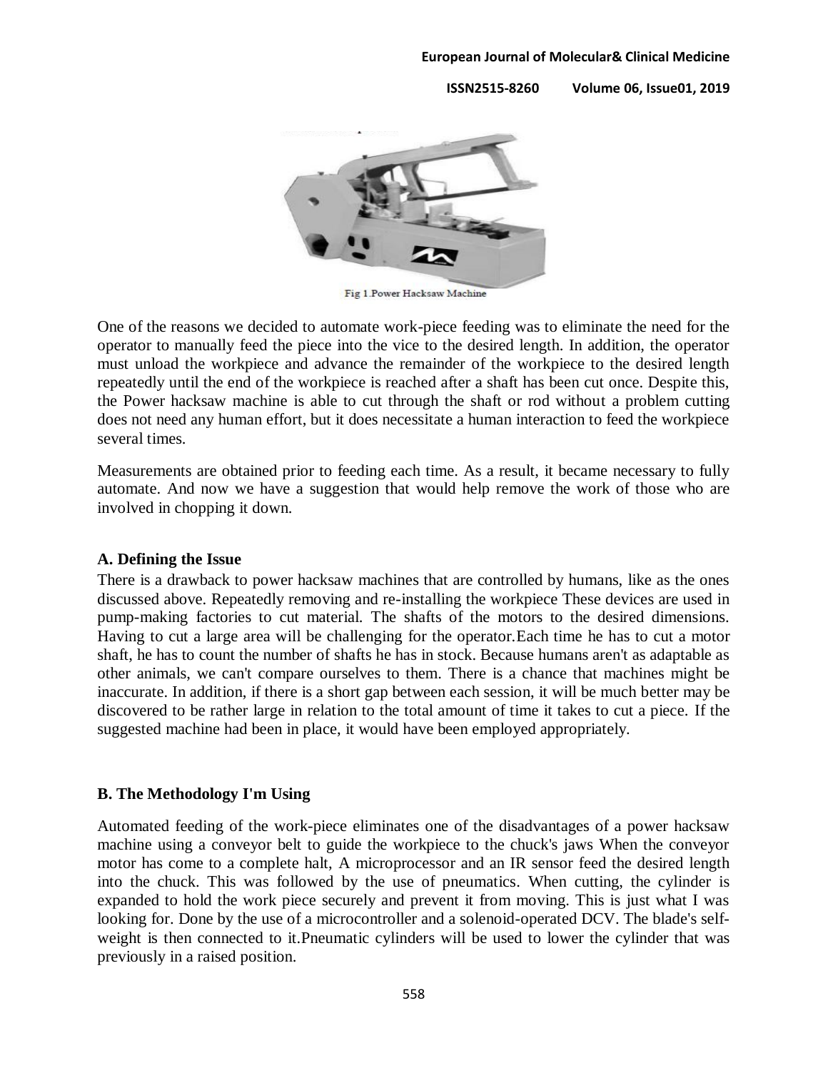Fig 1.Power Hacksaw Machine

One of the reasons we decided to automate work-piece feeding was to eliminate the need for the operator to manually feed the piece into the vice to the desired length. In addition, the operator must unload the workpiece and advance the remainder of the workpiece to the desired length repeatedly until the end of the workpiece is reached after a shaft has been cut once. Despite this, the Power hacksaw machine is able to cut through the shaft or rod without a problem cutting does not need any human effort, but it does necessitate a human interaction to feed the workpiece several times.

Measurements are obtained prior to feeding each time. As a result, it became necessary to fully automate. And now we have a suggestion that would help remove the work of those who are involved in chopping it down.

### A. Defining the Issue

There is a drawback to power hacksaw machines that are controlled by humans, like as the ones discussed above. Repeatedly removing and re-installing the workpiece These devices are used in pump-making factories to cut material. The shafts of the motors to the desired dimensions. Having to cut a large area will be challenging for the operator.Each time he has to cut a motor shaft, he has to count the number of shafts he has in stock. Because humans aren't as adaptable as other animals, we can't compare ourselves to them. There is a chance that machines might be inaccurate. In addition, if there is a short gap between each session, it will be much better may be discovered to be rather large in relation to the total amount of time it takes to cut a piece. If the suggested machine had been in place, it would have been employed appropriately.

### B. The Methodology I'm Using

Automated feeding of the work-piece eliminates one of the disadvantages of a power hacksaw machine using a conveyor belt to guide the workpiece to the chuck's jaws When the conveyor motor has come to a complete halt, A microprocessor and an IR sensor feed the desired length into the chuck. This was followed by the use of pneumatics. When cutting, the cylinder is expanded to hold the work piece securely and prevent it from moving. This is just what I was looking for. Done by the use of a microcontroller and a solenoid-operated DCV. The blade's self-weight is then connected to it.Pneumatic cylinders will be used to lower the cylinder that was previously in a raised position.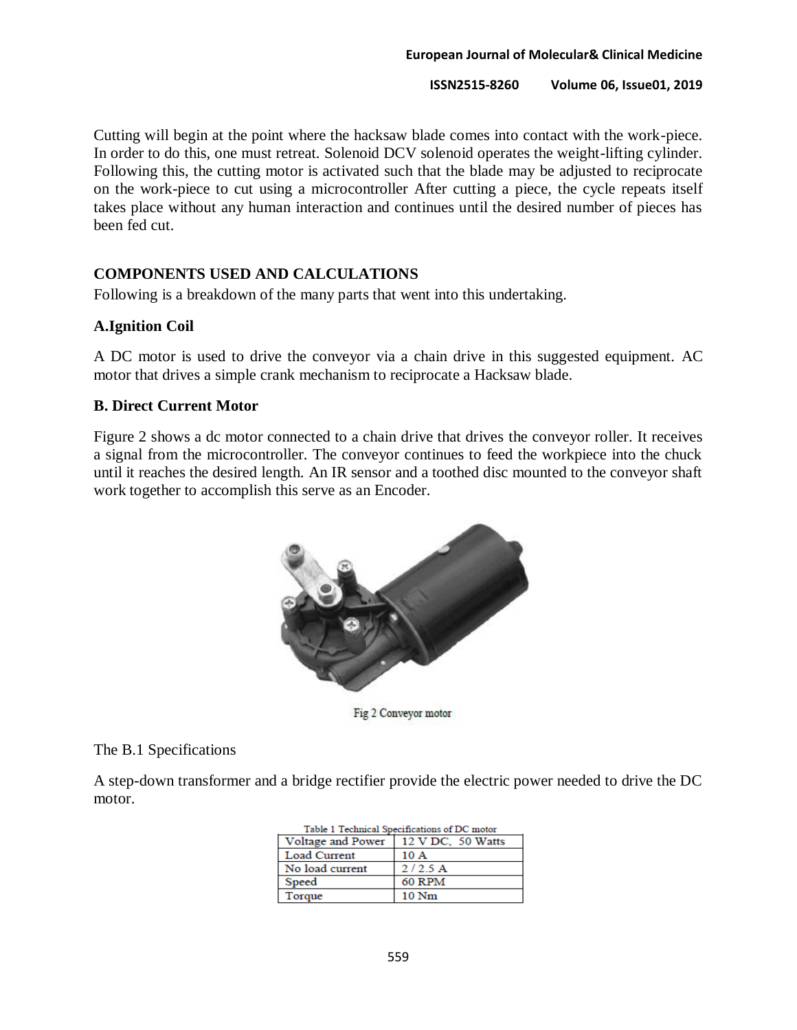Cutting will begin at the point where the hacksaw blade comes into contact with the work-piece. In order to do this, one must retreat. Solenoid DCV solenoid operates the weight-lifting cylinder. Following this, the cutting motor is activated such that the blade may be adjusted to reciprocate on the work-piece to cut using a microcontroller After cutting a piece, the cycle repeats itself takes place without any human interaction and continues until the desired number of pieces has been fed cut.

## COMPONENTS USED AND CALCULATIONS

Following is a breakdown of the many parts that went into this undertaking.

### A.Ignition Coil

A DC motor is used to drive the conveyor via a chain drive in this suggested equipment. AC motor that drives a simple crank mechanism to reciprocate a Hacksaw blade.

### B. Direct Current Motor

Figure 2 shows a dc motor connected to a chain drive that drives the conveyor roller. It receives a signal from the microcontroller. The conveyor continues to feed the workpiece into the chuck until it reaches the desired length. An IR sensor and a toothed disc mounted to the conveyor shaft work together to accomplish this serve as an Encoder.

Fig 2 Conveyor motor

The B.1 Specifications

A step-down transformer and a bridge rectifier provide the electric power needed to drive the DC motor.

Table 1 Technical Specifications of DC motor

| Voltage and Power | 12 V DC, 50 Watts |
|---|---|
| Load Current | 10 A |
| No load current | 2 / 2.5 A |
| Speed | 60 RPM |
| Torque | 10 Nm |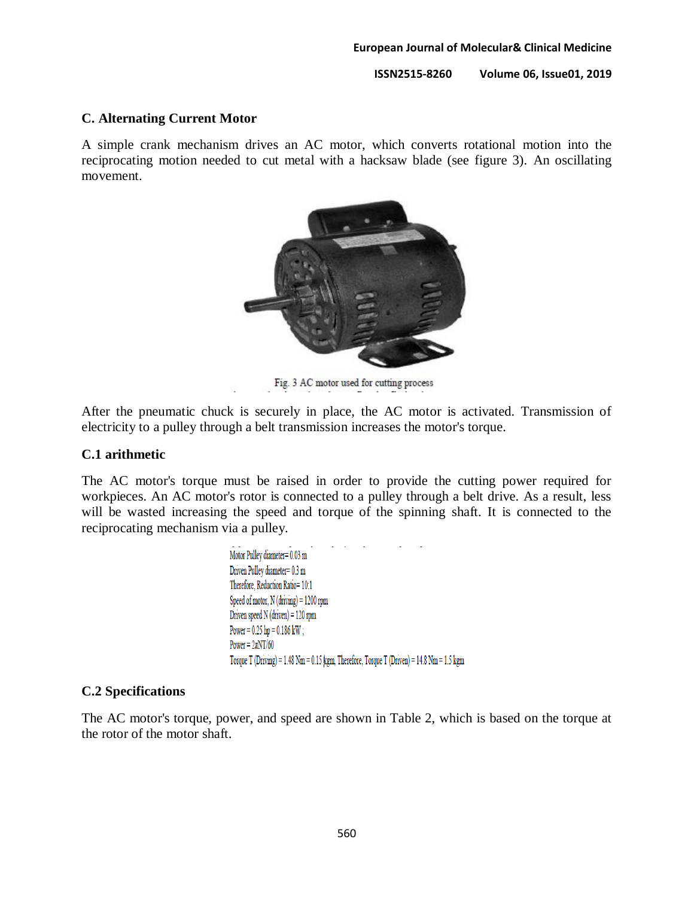### C. Alternating Current Motor

A simple crank mechanism drives an AC motor, which converts rotational motion into the reciprocating motion needed to cut metal with a hacksaw blade (see figure 3). An oscillating movement.

Fig. 3 AC motor used for cutting process

After the pneumatic chuck is securely in place, the AC motor is activated. Transmission of electricity to a pulley through a belt transmission increases the motor's torque.

### C.1 arithmetic

The AC motor's torque must be raised in order to provide the cutting power required for workpieces. An AC motor's rotor is connected to a pulley through a belt drive. As a result, less will be wasted increasing the speed and torque of the spinning shaft. It is connected to the reciprocating mechanism via a pulley.

Motor Pulley diameter= 0.03 m
Driven Pulley diameter= 0.3 m
Therefore, Reduction Ratio= 10:1
Speed of motor, N (driving) = 1200 rpm
Driven speed N (driven) = 120 rpm
Power = 0.25 hp = 0.186 kW ;
Power = $2\pi NT/60$
Torque T (Driving) = 1.48 Nm = 0.15 kgm. Therefore, Torque T (Driven) = 14.8 Nm = 1.5 kgm

### C.2 Specifications

The AC motor's torque, power, and speed are shown in Table 2, which is based on the torque at the rotor of the motor shaft.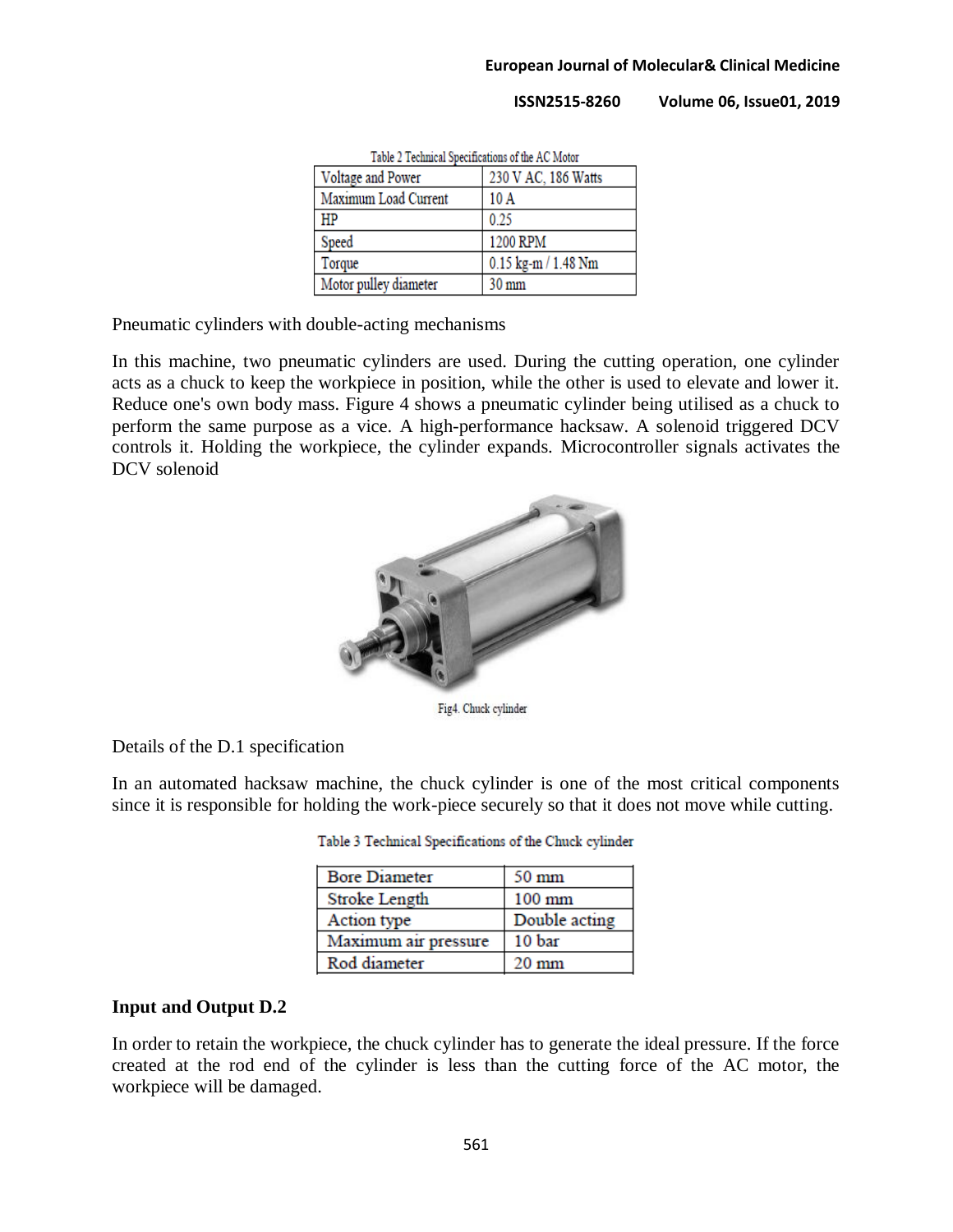Table 2 Technical Specifications of the AC Motor

| Voltage and Power | 230 V AC, 186 Watts |
| --- | --- |
| Maximum Load Current | 10 A |
| HP | 0.25 |
| Speed | 1200 RPM |
| Torque | 0.15 kg-m / 1.48 Nm |
| Motor pulley diameter | 30 mm |

Pneumatic cylinders with double-acting mechanisms

In this machine, two pneumatic cylinders are used. During the cutting operation, one cylinder acts as a chuck to keep the workpiece in position, while the other is used to elevate and lower it. Reduce one's own body mass. Figure 4 shows a pneumatic cylinder being utilised as a chuck to perform the same purpose as a vice. A high-performance hacksaw. A solenoid triggered DCV controls it. Holding the workpiece, the cylinder expands. Microcontroller signals activates the DCV solenoid

Fig4. Chuck cylinder

Details of the D.1 specification

In an automated hacksaw machine, the chuck cylinder is one of the most critical components since it is responsible for holding the work-piece securely so that it does not move while cutting.

Table 3 Technical Specifications of the Chuck cylinder

| Bore Diameter | 50 mm |
| --- | --- |
| Stroke Length | 100 mm |
| Action type | Double acting |
| Maximum air pressure | 10 bar |
| Rod diameter | 20 mm |

**Input and Output D.2**

In order to retain the workpiece, the chuck cylinder has to generate the ideal pressure. If the force created at the rod end of the cylinder is less than the cutting force of the AC motor, the workpiece will be damaged.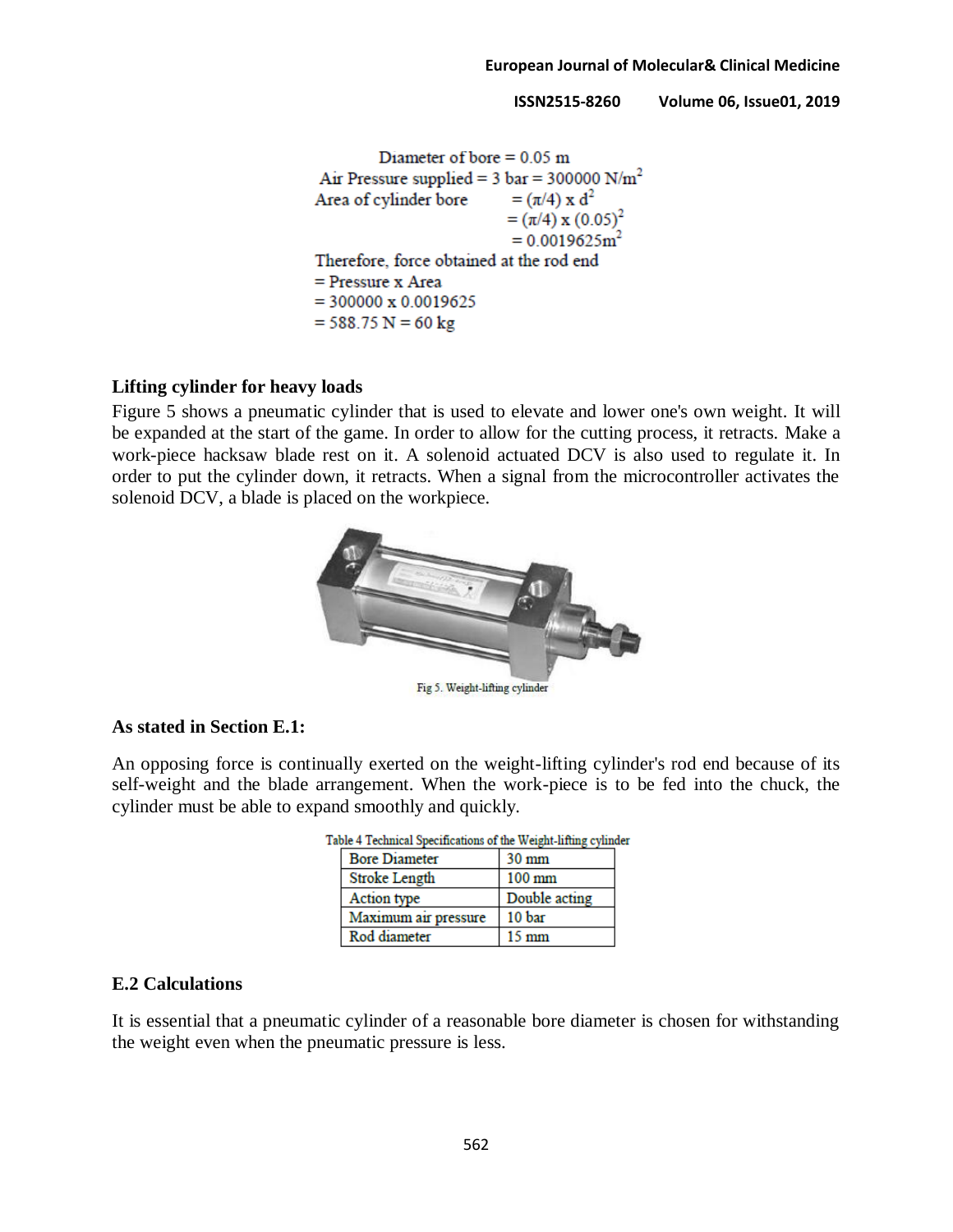Diameter of bore = 0.05 m

Air Pressure supplied = 3 bar = 300000 $N/m^2$

Area of cylinder bore $= (\pi/4) \times d^2$

$= (\pi/4) \times (0.05)^2$

$= 0.0019625 m^2$

Therefore, force obtained at the rod end

= Pressure x Area

= 300000 x 0.0019625

= 588.75 N = 60 kg

**Lifting cylinder for heavy loads**

Figure 5 shows a pneumatic cylinder that is used to elevate and lower one's own weight. It will be expanded at the start of the game. In order to allow for the cutting process, it retracts. Make a work-piece hacksaw blade rest on it. A solenoid actuated DCV is also used to regulate it. In order to put the cylinder down, it retracts. When a signal from the microcontroller activates the solenoid DCV, a blade is placed on the workpiece.

Fig 5. Weight-lifting cylinder

**As stated in Section E.1:**

An opposing force is continually exerted on the weight-lifting cylinder's rod end because of its self-weight and the blade arrangement. When the work-piece is to be fed into the chuck, the cylinder must be able to expand smoothly and quickly.

Table 4 Technical Specifications of the Weight-lifting cylinder

| Bore Diameter | 30 mm |
|---|---|
| Stroke Length | 100 mm |
| Action type | Double acting |
| Maximum air pressure | 10 bar |
| Rod diameter | 15 mm |

**E.2 Calculations**

It is essential that a pneumatic cylinder of a reasonable bore diameter is chosen for withstanding the weight even when the pneumatic pressure is less.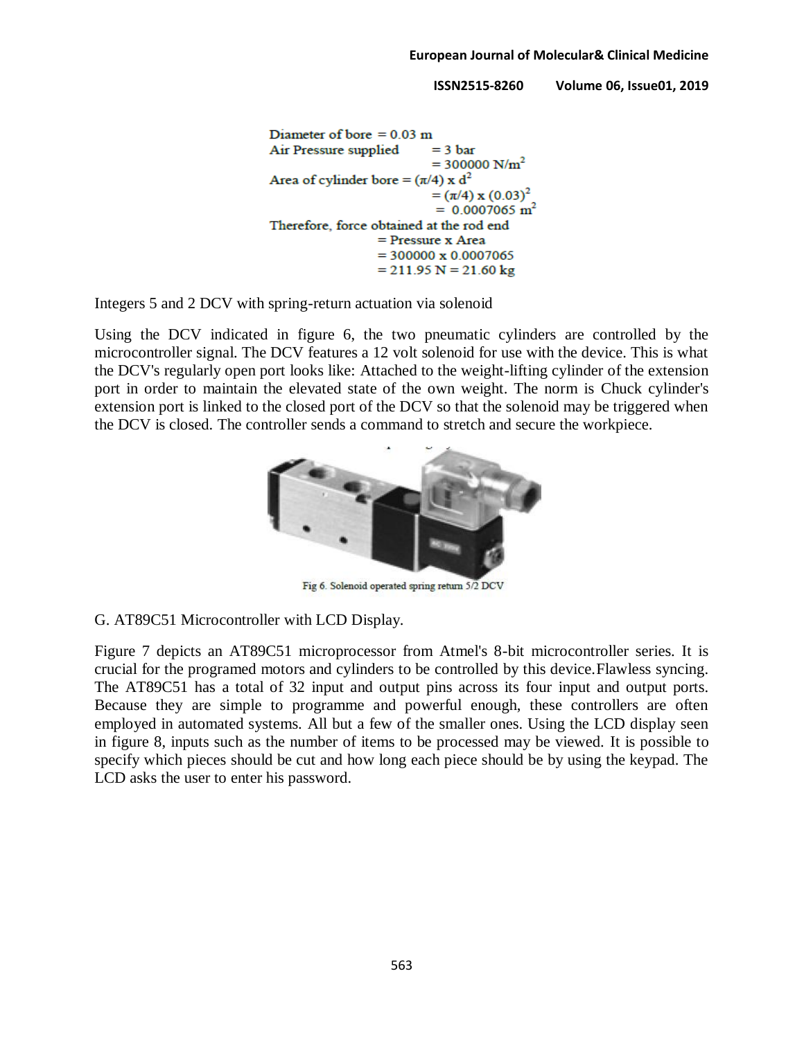Diameter of bore = 0.03 m

Air Pressure supplied = 3 bar

= 300000 N/m$^2$

Area of cylinder bore = $(\pi/4) \times d^2$

= $(\pi/4) \times (0.03)^2$

= 0.0007065 m$^2$

Therefore, force obtained at the rod end

= Pressure x Area

= 300000 x 0.0007065

= 211.95 N = 21.60 kg

Integers 5 and 2 DCV with spring-return actuation via solenoid

Using the DCV indicated in figure 6, the two pneumatic cylinders are controlled by the microcontroller signal. The DCV features a 12 volt solenoid for use with the device. This is what the DCV's regularly open port looks like: Attached to the weight-lifting cylinder of the extension port in order to maintain the elevated state of the own weight. The norm is Chuck cylinder's extension port is linked to the closed port of the DCV so that the solenoid may be triggered when the DCV is closed. The controller sends a command to stretch and secure the workpiece.

Fig 6. Solenoid operated spring return 5/2 DCV

G. AT89C51 Microcontroller with LCD Display.

Figure 7 depicts an AT89C51 microprocessor from Atmel's 8-bit microcontroller series. It is crucial for the programed motors and cylinders to be controlled by this device.Flawless syncing. The AT89C51 has a total of 32 input and output pins across its four input and output ports. Because they are simple to programme and powerful enough, these controllers are often employed in automated systems. All but a few of the smaller ones. Using the LCD display seen in figure 8, inputs such as the number of items to be processed may be viewed. It is possible to specify which pieces should be cut and how long each piece should be by using the keypad. The LCD asks the user to enter his password.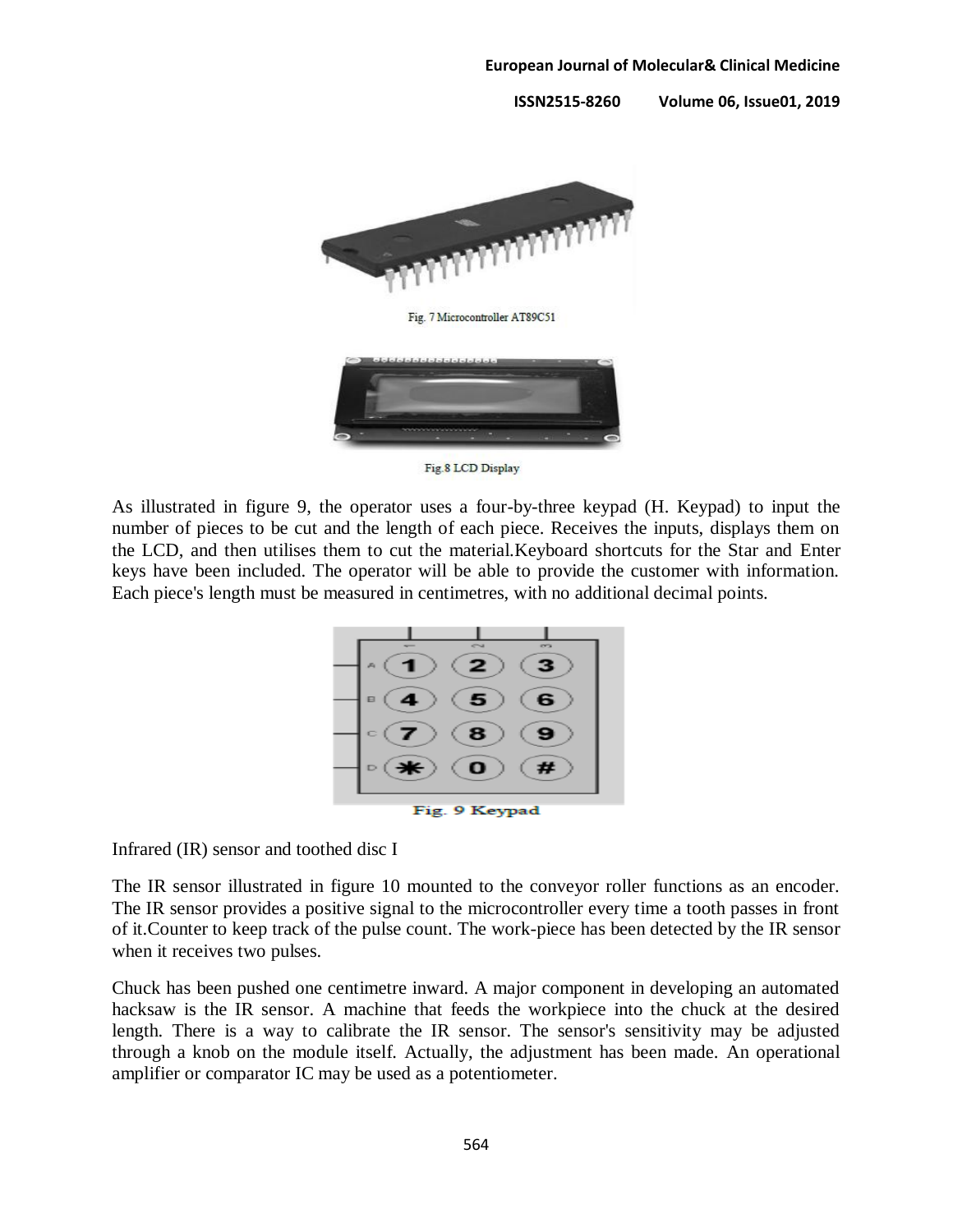Fig. 7 Microcontroller AT89C51

Fig.8 LCD Display

As illustrated in figure 9, the operator uses a four-by-three keypad (H. Keypad) to input the number of pieces to be cut and the length of each piece. Receives the inputs, displays them on the LCD, and then utilises them to cut the material.Keyboard shortcuts for the Star and Enter keys have been included. The operator will be able to provide the customer with information. Each piece's length must be measured in centimetres, with no additional decimal points.

Fig. 9 Keypad

Infrared (IR) sensor and toothed disc I

The IR sensor illustrated in figure 10 mounted to the conveyor roller functions as an encoder. The IR sensor provides a positive signal to the microcontroller every time a tooth passes in front of it.Counter to keep track of the pulse count. The work-piece has been detected by the IR sensor when it receives two pulses.

Chuck has been pushed one centimetre inward. A major component in developing an automated hacksaw is the IR sensor. A machine that feeds the workpiece into the chuck at the desired length. There is a way to calibrate the IR sensor. The sensor's sensitivity may be adjusted through a knob on the module itself. Actually, the adjustment has been made. An operational amplifier or comparator IC may be used as a potentiometer.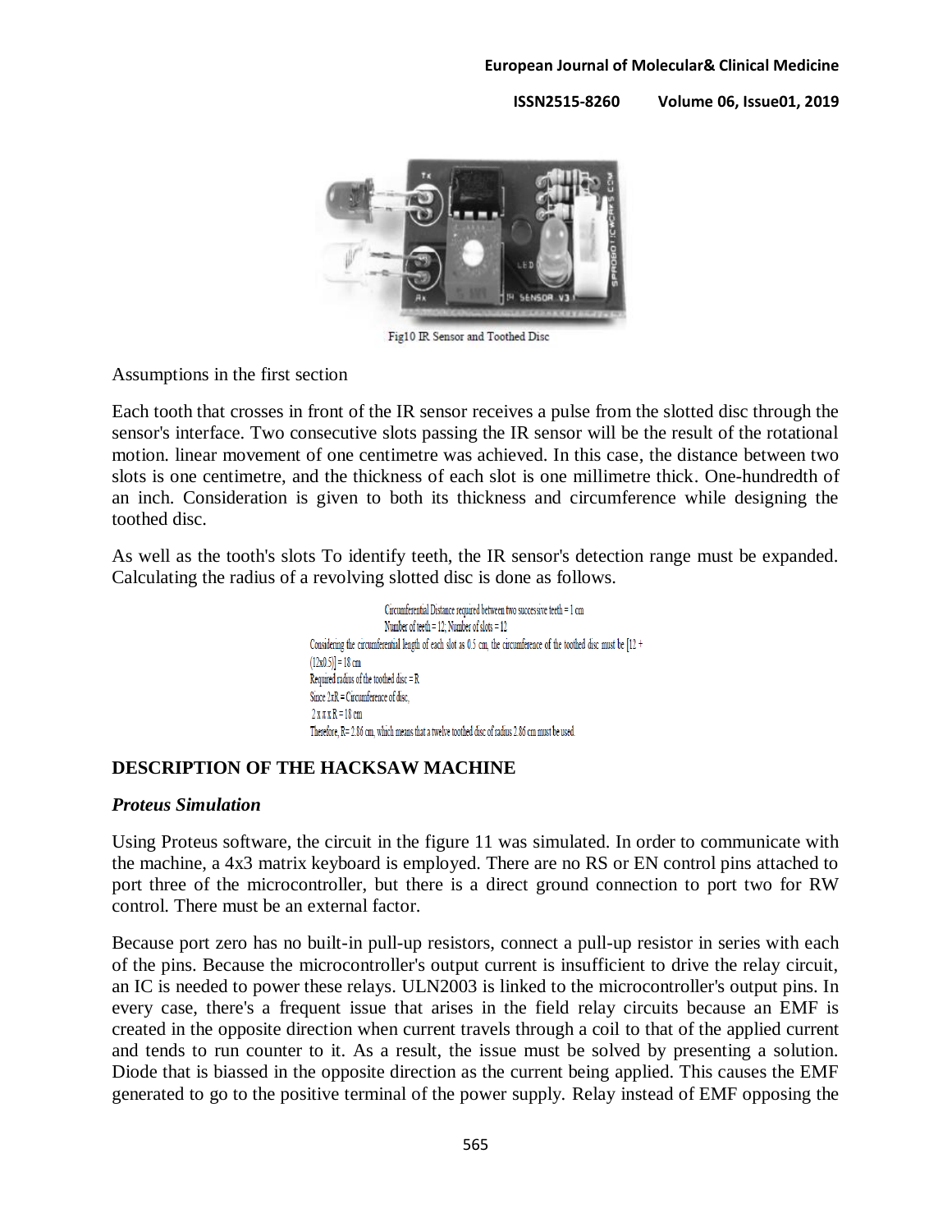Fig10 IR Sensor and Toothed Disc

Assumptions in the first section

Each tooth that crosses in front of the IR sensor receives a pulse from the slotted disc through the sensor's interface. Two consecutive slots passing the IR sensor will be the result of the rotational motion. linear movement of one centimetre was achieved. In this case, the distance between two slots is one centimetre, and the thickness of each slot is one millimetre thick. One-hundredth of an inch. Consideration is given to both its thickness and circumference while designing the toothed disc.

As well as the tooth's slots To identify teeth, the IR sensor's detection range must be expanded. Calculating the radius of a revolving slotted disc is done as follows.

Circumferential Distance required between two successive teeth = 1 cm

Number of teeth = 12; Number of slots = 12

Considering the circumferential length of each slot as 0.5 cm, the circumference of the toothed disc must be $[12 + (12 \times 0.5)] = 18$ cm

Required radius of the toothed disc = R

Since $2\pi R$ = Circumference of disc,

$2 \times \pi \times R = 18$ cm

Therefore, R= 2.86 cm, which means that a twelve toothed disc of radius 2.86 cm must be used.

## DESCRIPTION OF THE HACKSAW MACHINE

### *Proteus Simulation*

Using Proteus software, the circuit in the figure 11 was simulated. In order to communicate with the machine, a 4x3 matrix keyboard is employed. There are no RS or EN control pins attached to port three of the microcontroller, but there is a direct ground connection to port two for RW control. There must be an external factor.

Because port zero has no built-in pull-up resistors, connect a pull-up resistor in series with each of the pins. Because the microcontroller's output current is insufficient to drive the relay circuit, an IC is needed to power these relays. ULN2003 is linked to the microcontroller's output pins. In every case, there's a frequent issue that arises in the field relay circuits because an EMF is created in the opposite direction when current travels through a coil to that of the applied current and tends to run counter to it. As a result, the issue must be solved by presenting a solution. Diode that is biassed in the opposite direction as the current being applied. This causes the EMF generated to go to the positive terminal of the power supply. Relay instead of EMF opposing the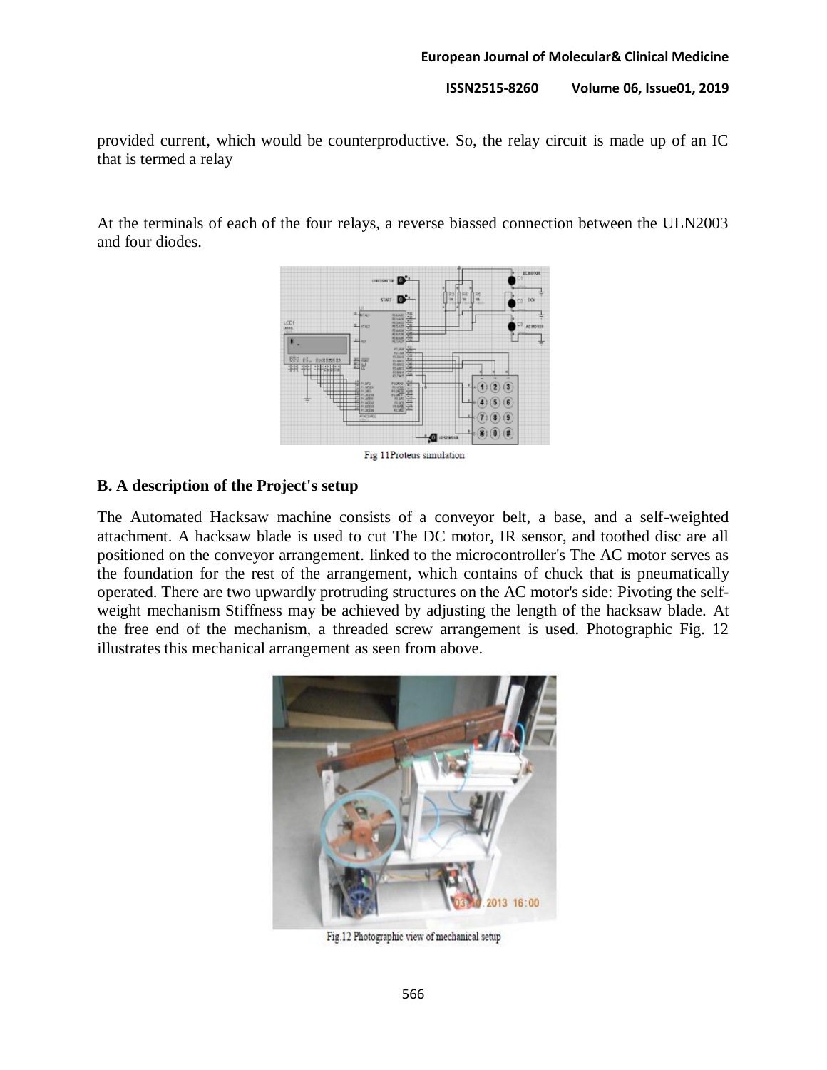provided current, which would be counterproductive. So, the relay circuit is made up of an IC that is termed a relay

At the terminals of each of the four relays, a reverse biassed connection between the ULN2003 and four diodes.

Fig 11Proteus simulation

## B. A description of the Project's setup

The Automated Hacksaw machine consists of a conveyor belt, a base, and a self-weighted attachment. A hacksaw blade is used to cut The DC motor, IR sensor, and toothed disc are all positioned on the conveyor arrangement. linked to the microcontroller's The AC motor serves as the foundation for the rest of the arrangement, which contains of chuck that is pneumatically operated. There are two upwardly protruding structures on the AC motor's side: Pivoting the self-weight mechanism Stiffness may be achieved by adjusting the length of the hacksaw blade. At the free end of the mechanism, a threaded screw arrangement is used. Photographic Fig. 12 illustrates this mechanical arrangement as seen from above.

Fig.12 Photographic view of mechanical setup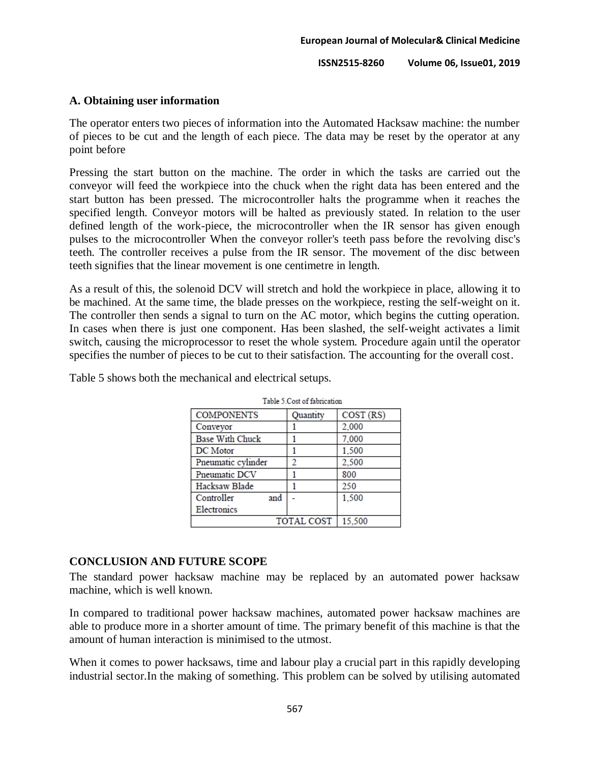### A. Obtaining user information

The operator enters two pieces of information into the Automated Hacksaw machine: the number of pieces to be cut and the length of each piece. The data may be reset by the operator at any point before

Pressing the start button on the machine. The order in which the tasks are carried out the conveyor will feed the workpiece into the chuck when the right data has been entered and the start button has been pressed. The microcontroller halts the programme when it reaches the specified length. Conveyor motors will be halted as previously stated. In relation to the user defined length of the work-piece, the microcontroller when the IR sensor has given enough pulses to the microcontroller When the conveyor roller's teeth pass before the revolving disc's teeth. The controller receives a pulse from the IR sensor. The movement of the disc between teeth signifies that the linear movement is one centimetre in length.

As a result of this, the solenoid DCV will stretch and hold the workpiece in place, allowing it to be machined. At the same time, the blade presses on the workpiece, resting the self-weight on it. The controller then sends a signal to turn on the AC motor, which begins the cutting operation. In cases when there is just one component. Has been slashed, the self-weight activates a limit switch, causing the microprocessor to reset the whole system. Procedure again until the operator specifies the number of pieces to be cut to their satisfaction. The accounting for the overall cost.

Table 5 shows both the mechanical and electrical setups.

Table 5.Cost of fabrication

| COMPONENTS | Quantity | COST (RS) |
|---|---|---|
| Conveyor | 1 | 2,000 |
| Base With Chuck | 1 | 7,000 |
| DC Motor | 1 | 1,500 |
| Pneumatic cylinder | 2 | 2,500 |
| Pneumatic DCV | 1 | 800 |
| Hacksaw Blade | 1 | 250 |
| Controller and Electronics | - | 1,500 |
| | TOTAL COST | 15,500 |

## CONCLUSION AND FUTURE SCOPE

The standard power hacksaw machine may be replaced by an automated power hacksaw machine, which is well known.

In compared to traditional power hacksaw machines, automated power hacksaw machines are able to produce more in a shorter amount of time. The primary benefit of this machine is that the amount of human interaction is minimised to the utmost.

When it comes to power hacksaws, time and labour play a crucial part in this rapidly developing industrial sector.In the making of something. This problem can be solved by utilising automated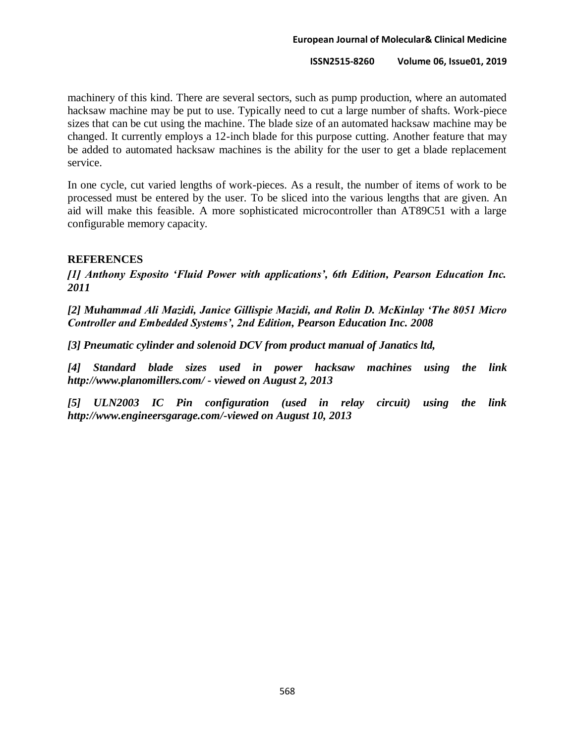machinery of this kind. There are several sectors, such as pump production, where an automated hacksaw machine may be put to use. Typically need to cut a large number of shafts. Work-piece sizes that can be cut using the machine. The blade size of an automated hacksaw machine may be changed. It currently employs a 12-inch blade for this purpose cutting. Another feature that may be added to automated hacksaw machines is the ability for the user to get a blade replacement service.

In one cycle, cut varied lengths of work-pieces. As a result, the number of items of work to be processed must be entered by the user. To be sliced into the various lengths that are given. An aid will make this feasible. A more sophisticated microcontroller than AT89C51 with a large configurable memory capacity.

## REFERENCES

***[1] Anthony Esposito 'Fluid Power with applications', 6th Edition, Pearson Education Inc. 2011***

***[2] Muhammad Ali Mazidi, Janice Gillispie Mazidi, and Rolin D. McKinlay 'The 8051 Micro Controller and Embedded Systems', 2nd Edition, Pearson Education Inc. 2008***

***[3] Pneumatic cylinder and solenoid DCV from product manual of Janatics ltd,***

***[4] Standard blade sizes used in power hacksaw machines using the link http://www.planomillers.com/ - viewed on August 2, 2013***

***[5] ULN2003 IC Pin configuration (used in relay circuit) using the link http://www.engineersgarage.com/-viewed on August 10, 2013***